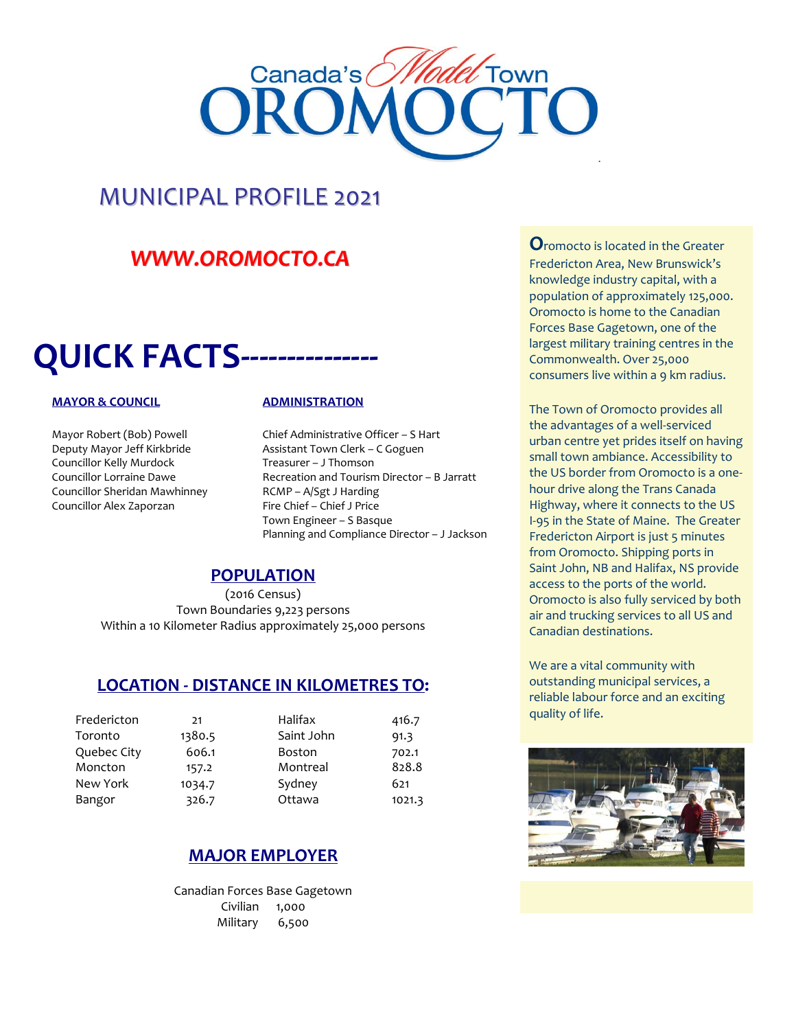# Canada's Model Town OROMOCTO

## MUNICIPAL PROFILE 2021

***WWW.OROMOCTO.CA***

# QUICK FACTS--------------

### MAYOR & COUNCIL

Mayor Robert (Bob) Powell
Deputy Mayor Jeff Kirkbride
Councillor Kelly Murdock
Councillor Lorraine Dawe
Councillor Sheridan Mawhinney
Councillor Alex Zaporzan

### ADMINISTRATION

Chief Administrative Officer – S Hart
Assistant Town Clerk – C Goguen
Treasurer – J Thomson
Recreation and Tourism Director – B Jarratt
RCMP – A/Sgt J Harding
Fire Chief – Chief J Price
Town Engineer – S Basque
Planning and Compliance Director – J Jackson

## POPULATION

(2016 Census)
Town Boundaries 9,223 persons
Within a 10 Kilometer Radius approximately 25,000 persons

## LOCATION - DISTANCE IN KILOMETRES TO:

| | | | |
|---|---|---|---|
| Fredericton | 21 | Halifax | 416.7 |
| Toronto | 1380.5 | Saint John | 91.3 |
| Quebec City | 606.1 | Boston | 702.1 |
| Moncton | 157.2 | Montreal | 828.8 |
| New York | 1034.7 | Sydney | 621 |
| Bangor | 326.7 | Ottawa | 1021.3 |

## MAJOR EMPLOYER

Canadian Forces Base Gagetown
Civilian 1,000
Military 6,500

**O**romocto is located in the Greater Fredericton Area, New Brunswick's knowledge industry capital, with a population of approximately 125,000. Oromocto is home to the Canadian Forces Base Gagetown, one of the largest military training centres in the Commonwealth. Over 25,000 consumers live within a 9 km radius.

The Town of Oromocto provides all the advantages of a well-serviced urban centre yet prides itself on having small town ambiance. Accessibility to the US border from Oromocto is a one-hour drive along the Trans Canada Highway, where it connects to the US I-95 in the State of Maine. The Greater Fredericton Airport is just 5 minutes from Oromocto. Shipping ports in Saint John, NB and Halifax, NS provide access to the ports of the world. Oromocto is also fully serviced by both air and trucking services to all US and Canadian destinations.

We are a vital community with outstanding municipal services, a reliable labour force and an exciting quality of life.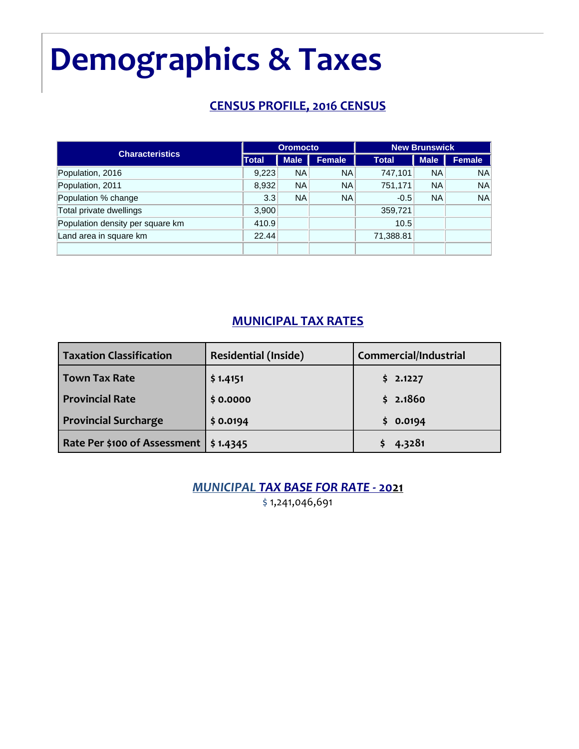# Demographics & Taxes

## CENSUS PROFILE, 2016 CENSUS

| Characteristics | Oromocto | | | New Brunswick | | |
|---|---|---|---|---|---|---|
| | Total | Male | Female | Total | Male | Female |
| Population, 2016 | 9,223 | NA | NA | 747,101 | NA | NA |
| Population, 2011 | 8,932 | NA | NA | 751,171 | NA | NA |
| Population % change | 3.3 | NA | NA | -0.5 | NA | NA |
| Total private dwellings | 3,900 | | | 359,721 | | |
| Population density per square km | 410.9 | | | 10.5 | | |
| Land area in square km | 22.44 | | | 71,388.81 | | |
| | | | | | | |

## MUNICIPAL TAX RATES

| Taxation Classification | Residential (Inside) | Commercial/Industrial |
|---|---|---|
| Town Tax Rate | $ 1.4151 | $ 2.1227 |
| Provincial Rate | $ 0.0000 | $ 2.1860 |
| Provincial Surcharge | $ 0.0194 | $ 0.0194 |
| Rate Per $100 of Assessment | $ 1.4345 | $ 4.3281 |

## *MUNICIPAL TAX BASE FOR RATE* - 2021

$ 1,241,046,691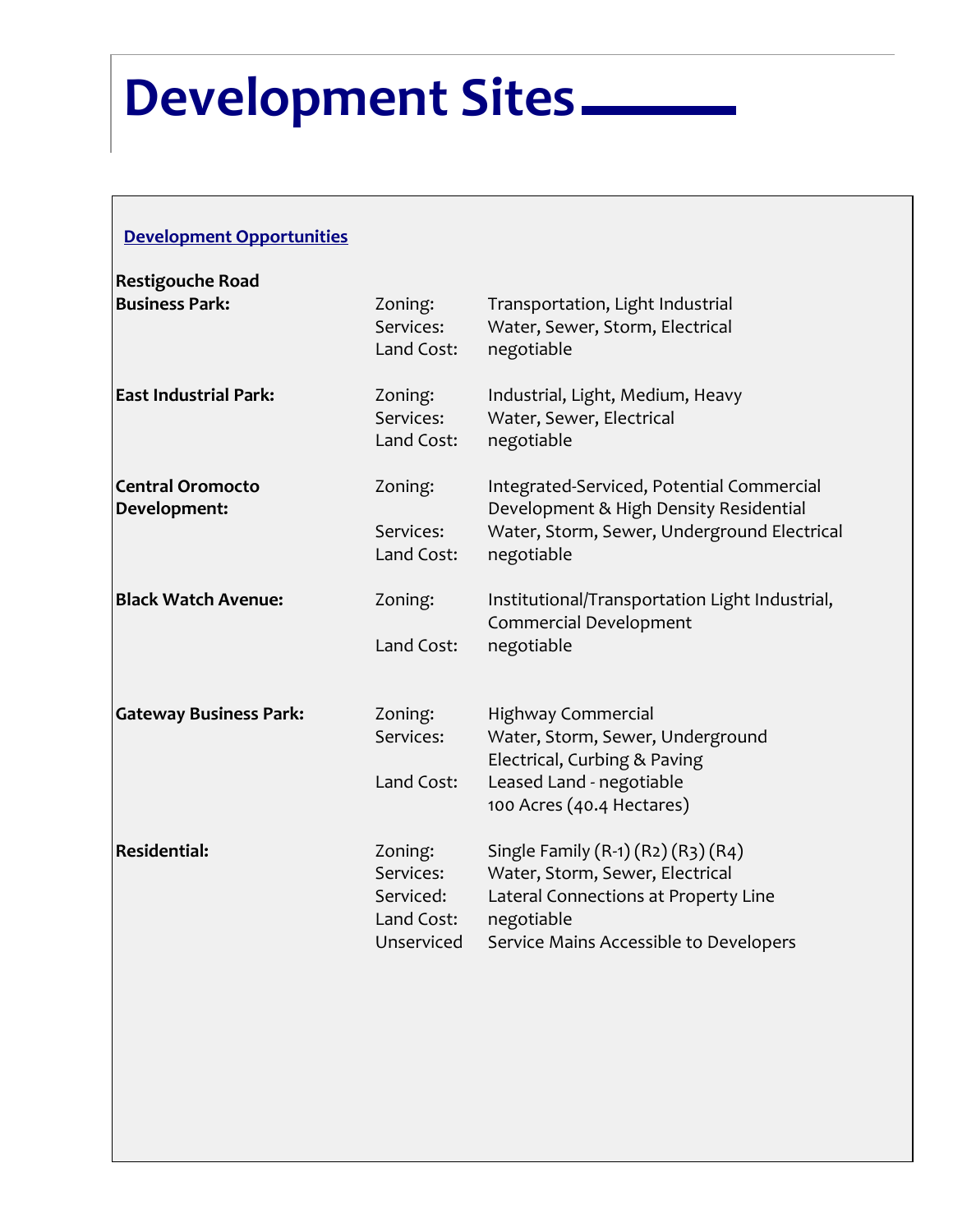# Development Sites

**Development Opportunities**

| | | |
|---|---|---|
| **Restigouche Road Business Park:** | Zoning: | Transportation, Light Industrial |
| | Services: | Water, Sewer, Storm, Electrical |
| | Land Cost: | negotiable |
| **East Industrial Park:** | Zoning: | Industrial, Light, Medium, Heavy |
| | Services: | Water, Sewer, Electrical |
| | Land Cost: | negotiable |
| **Central Oromocto Development:** | Zoning: | Integrated-Serviced, Potential Commercial Development & High Density Residential |
| | Services: | Water, Storm, Sewer, Underground Electrical |
| | Land Cost: | negotiable |
| **Black Watch Avenue:** | Zoning: | Institutional/Transportation Light Industrial, Commercial Development |
| | Land Cost: | negotiable |
| **Gateway Business Park:** | Zoning: | Highway Commercial |
| | Services: | Water, Storm, Sewer, Underground Electrical, Curbing & Paving |
| | Land Cost: | Leased Land - negotiable<br>100 Acres (40.4 Hectares) |
| **Residential:** | Zoning: | Single Family (R-1) (R2) (R3) (R4) |
| | Services: | Water, Storm, Sewer, Electrical |
| | Serviced: | Lateral Connections at Property Line |
| | Land Cost: | negotiable |
| | Unserviced | Service Mains Accessible to Developers |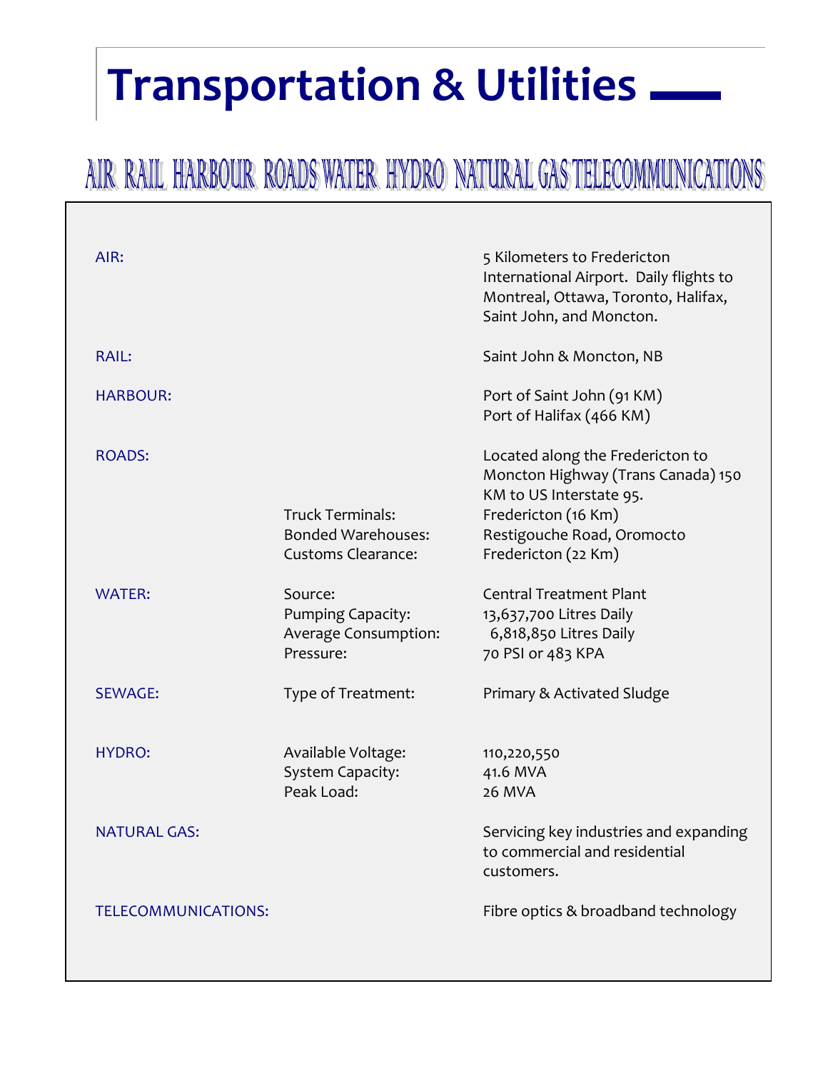# Transportation & Utilities

AIR RAIL HARBOUR ROADS WATER HYDRO NATURAL GAS TELECOMMUNICATIONS

| | | |
|---|---|---|
| AIR: | | 5 Kilometers to Fredericton International Airport. Daily flights to Montreal, Ottawa, Toronto, Halifax, Saint John, and Moncton. |
| RAIL: | | Saint John & Moncton, NB |
| HARBOUR: | | Port of Saint John (91 KM)<br>Port of Halifax (466 KM) |
| ROADS: | | Located along the Fredericton to Moncton Highway (Trans Canada) 150 KM to US Interstate 95. |
| | Truck Terminals: | Fredericton (16 Km) |
| | Bonded Warehouses: | Restigouche Road, Oromocto |
| | Customs Clearance: | Fredericton (22 Km) |
| WATER: | Source: | Central Treatment Plant |
| | Pumping Capacity: | 13,637,700 Litres Daily |
| | Average Consumption: | 6,818,850 Litres Daily |
| | Pressure: | 70 PSI or 483 KPA |
| SEWAGE: | Type of Treatment: | Primary & Activated Sludge |
| HYDRO: | Available Voltage: | 110,220,550 |
| | System Capacity: | 41.6 MVA |
| | Peak Load: | 26 MVA |
| NATURAL GAS: | | Servicing key industries and expanding to commercial and residential customers. |
| TELECOMMUNICATIONS: | | Fibre optics & broadband technology |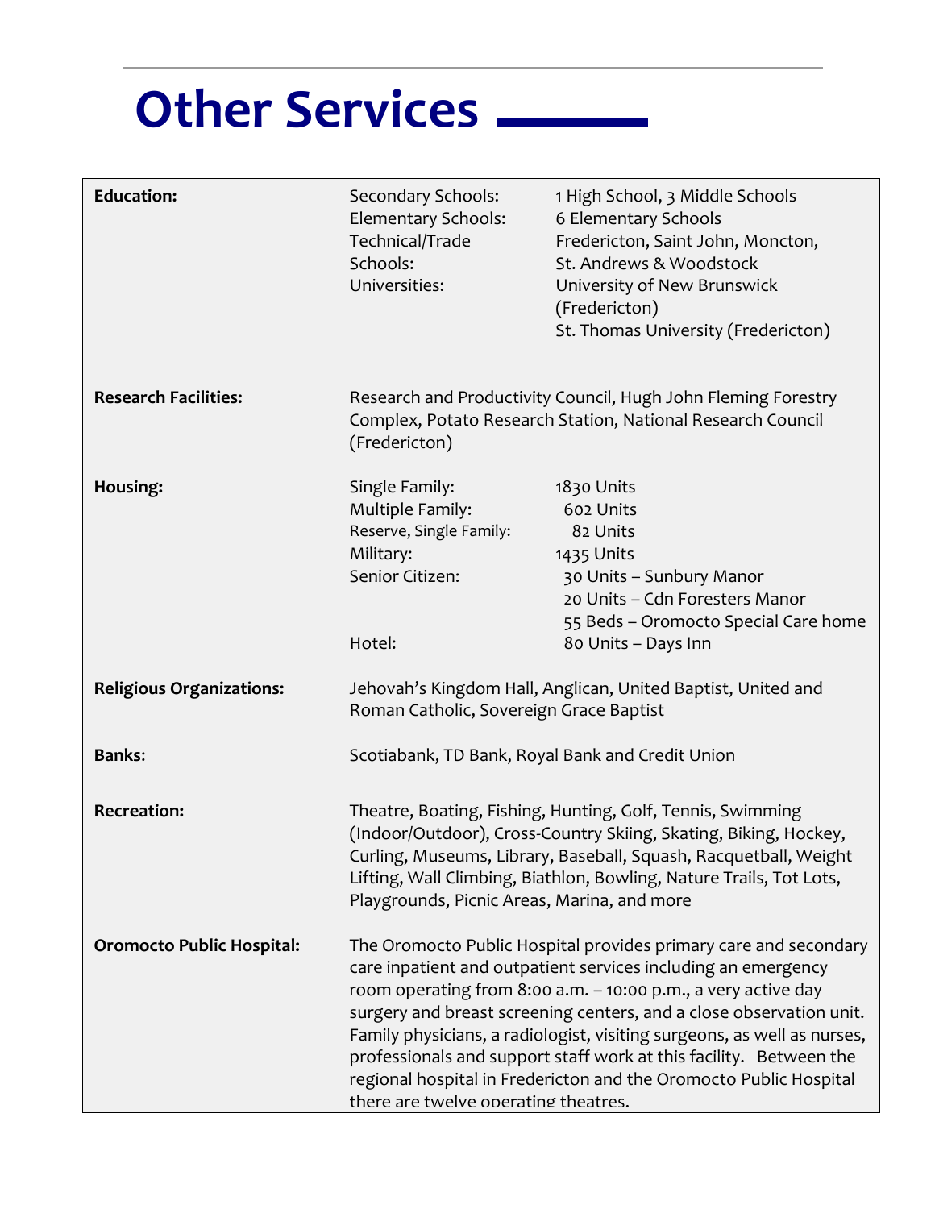# Other Services

| | | |
|---|---|---|
| **Education:** | Secondary Schools: | 1 High School, 3 Middle Schools |
| | Elementary Schools: | 6 Elementary Schools |
| | Technical/Trade Schools: | Fredericton, Saint John, Moncton, St. Andrews & Woodstock |
| | Universities: | University of New Brunswick (Fredericton)<br>St. Thomas University (Fredericton) |
| **Research Facilities:** | Research and Productivity Council, Hugh John Fleming Forestry Complex, Potato Research Station, National Research Council (Fredericton) | |
| **Housing:** | Single Family: | 1830 Units |
| | Multiple Family: | 602 Units |
| | Reserve, Single Family: | 82 Units |
| | Military: | 1435 Units |
| | Senior Citizen: | 30 Units – Sunbury Manor<br>20 Units – Cdn Foresters Manor<br>55 Beds – Oromocto Special Care home |
| | Hotel: | 80 Units – Days Inn |
| **Religious Organizations:** | Jehovah's Kingdom Hall, Anglican, United Baptist, United and Roman Catholic, Sovereign Grace Baptist | |
| **Banks**: | Scotiabank, TD Bank, Royal Bank and Credit Union | |
| **Recreation:** | Theatre, Boating, Fishing, Hunting, Golf, Tennis, Swimming (Indoor/Outdoor), Cross-Country Skiing, Skating, Biking, Hockey, Curling, Museums, Library, Baseball, Squash, Racquetball, Weight Lifting, Wall Climbing, Biathlon, Bowling, Nature Trails, Tot Lots, Playgrounds, Picnic Areas, Marina, and more | |
| **Oromocto Public Hospital:** | The Oromocto Public Hospital provides primary care and secondary care inpatient and outpatient services including an emergency room operating from 8:00 a.m. – 10:00 p.m., a very active day surgery and breast screening centers, and a close observation unit. Family physicians, a radiologist, visiting surgeons, as well as nurses, professionals and support staff work at this facility. Between the regional hospital in Fredericton and the Oromocto Public Hospital there are twelve operating theatres. | |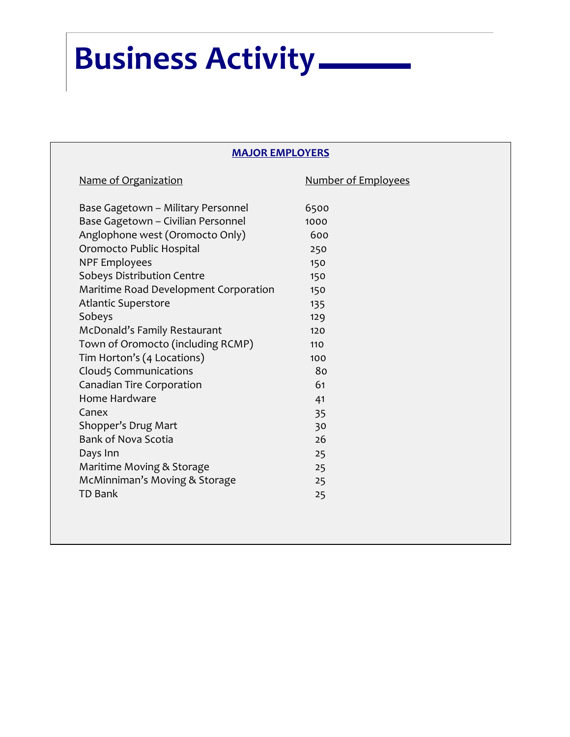# Business Activity

**MAJOR EMPLOYERS**

| Name of Organization | Number of Employees |
|---|---|
| Base Gagetown – Military Personnel | 6500 |
| Base Gagetown – Civilian Personnel | 1000 |
| Anglophone west (Oromocto Only) | 600 |
| Oromocto Public Hospital | 250 |
| NPF Employees | 150 |
| Sobeys Distribution Centre | 150 |
| Maritime Road Development Corporation | 150 |
| Atlantic Superstore | 135 |
| Sobeys | 129 |
| McDonald's Family Restaurant | 120 |
| Town of Oromocto (including RCMP) | 110 |
| Tim Horton's (4 Locations) | 100 |
| Cloud5 Communications | 80 |
| Canadian Tire Corporation | 61 |
| Home Hardware | 41 |
| Canex | 35 |
| Shopper's Drug Mart | 30 |
| Bank of Nova Scotia | 26 |
| Days Inn | 25 |
| Maritime Moving & Storage | 25 |
| McMinniman's Moving & Storage | 25 |
| TD Bank | 25 |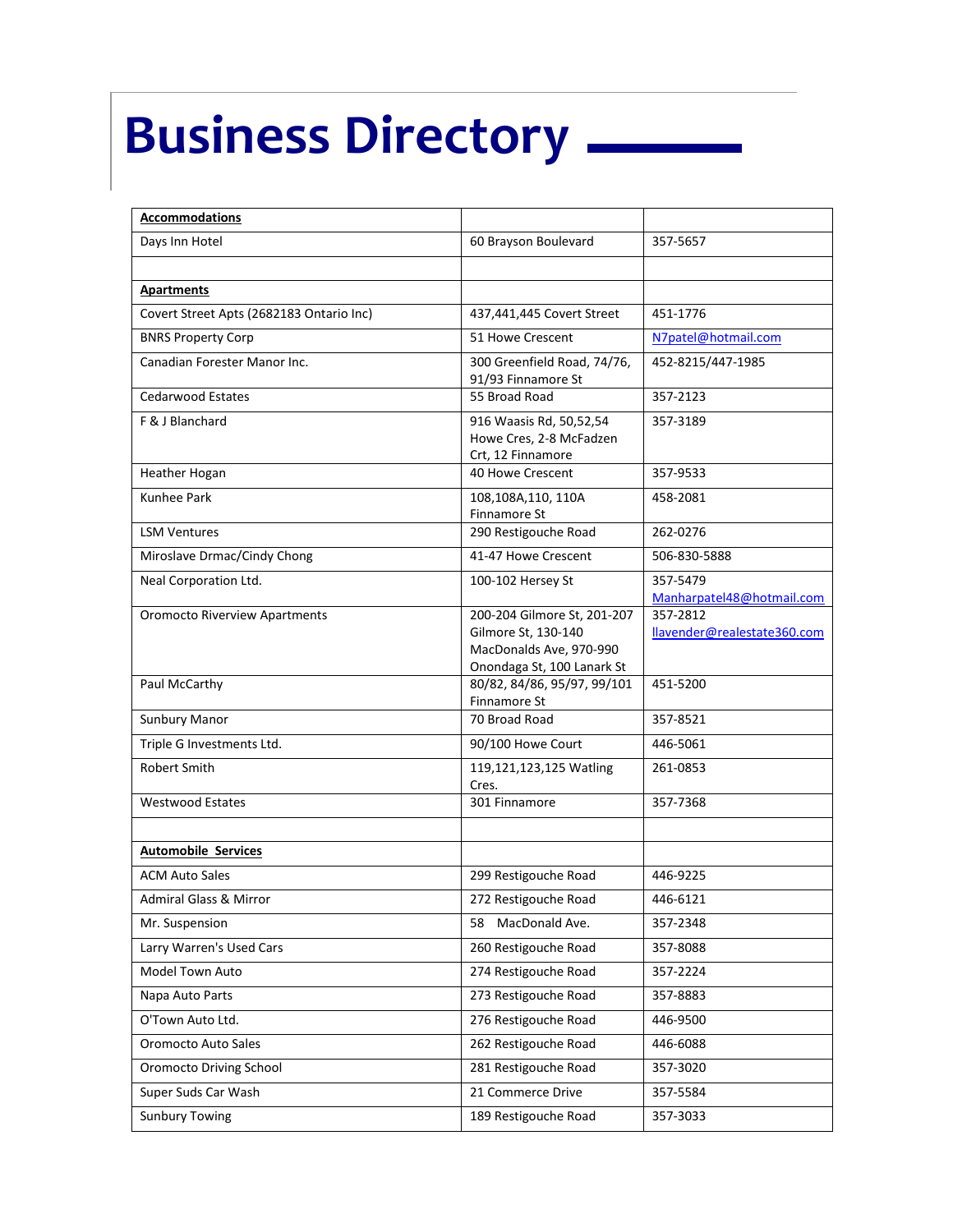# Business Directory

| **Accommodations** | | |
|---|---|---|
| Days Inn Hotel | 60 Brayson Boulevard | 357-5657 |
| | | |
| **Apartments** | | |
| Covert Street Apts (2682183 Ontario Inc) | 437,441,445 Covert Street | 451-1776 |
| BNRS Property Corp | 51 Howe Crescent | N7patel@hotmail.com |
| Canadian Forester Manor Inc. | 300 Greenfield Road, 74/76, 91/93 Finnamore St | 452-8215/447-1985 |
| Cedarwood Estates | 55 Broad Road | 357-2123 |
| F & J Blanchard | 916 Waasis Rd, 50,52,54 Howe Cres, 2-8 McFadzen Crt, 12 Finnamore | 357-3189 |
| Heather Hogan | 40 Howe Crescent | 357-9533 |
| Kunhee Park | 108,108A,110, 110A Finnamore St | 458-2081 |
| LSM Ventures | 290 Restigouche Road | 262-0276 |
| Miroslave Drmac/Cindy Chong | 41-47 Howe Crescent | 506-830-5888 |
| Neal Corporation Ltd. | 100-102 Hersey St | 357-5479 Manharpatel48@hotmail.com |
| Oromocto Riverview Apartments | 200-204 Gilmore St, 201-207 Gilmore St, 130-140 MacDonalds Ave, 970-990 Onondaga St, 100 Lanark St | 357-2812 llavender@realestate360.com |
| Paul McCarthy | 80/82, 84/86, 95/97, 99/101 Finnamore St | 451-5200 |
| Sunbury Manor | 70 Broad Road | 357-8521 |
| Triple G Investments Ltd. | 90/100 Howe Court | 446-5061 |
| Robert Smith | 119,121,123,125 Watling Cres. | 261-0853 |
| Westwood Estates | 301 Finnamore | 357-7368 |
| | | |
| **Automobile Services** | | |
| ACM Auto Sales | 299 Restigouche Road | 446-9225 |
| Admiral Glass & Mirror | 272 Restigouche Road | 446-6121 |
| Mr. Suspension | 58 MacDonald Ave. | 357-2348 |
| Larry Warren's Used Cars | 260 Restigouche Road | 357-8088 |
| Model Town Auto | 274 Restigouche Road | 357-2224 |
| Napa Auto Parts | 273 Restigouche Road | 357-8883 |
| O'Town Auto Ltd. | 276 Restigouche Road | 446-9500 |
| Oromocto Auto Sales | 262 Restigouche Road | 446-6088 |
| Oromocto Driving School | 281 Restigouche Road | 357-3020 |
| Super Suds Car Wash | 21 Commerce Drive | 357-5584 |
| Sunbury Towing | 189 Restigouche Road | 357-3033 |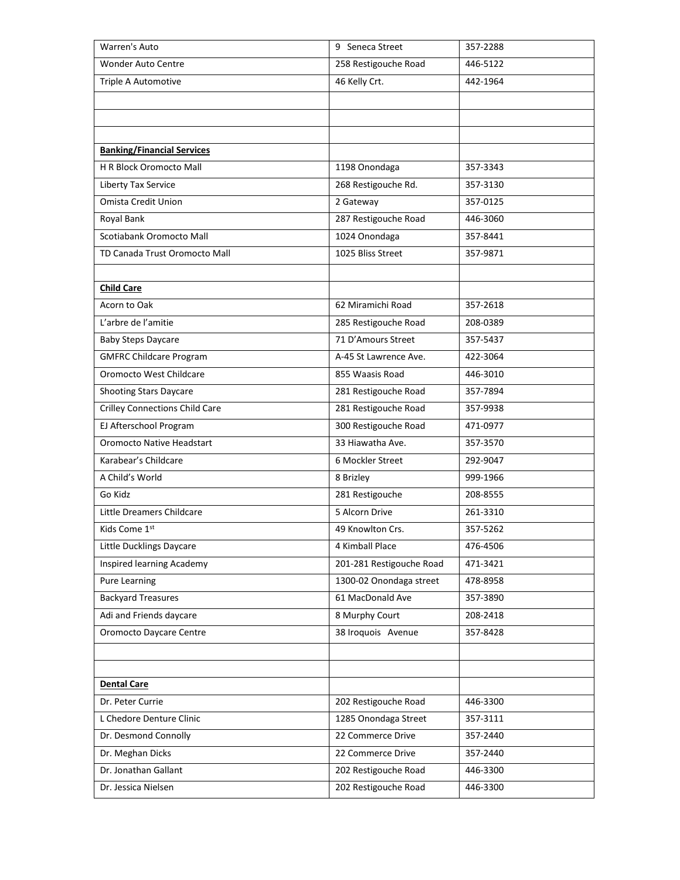| | | |
|---|---|---|
| Warren's Auto | 9 Seneca Street | 357-2288 |
| Wonder Auto Centre | 258 Restigouche Road | 446-5122 |
| Triple A Automotive | 46 Kelly Crt. | 442-1964 |
| | | |
| | | |
| | | |
| **Banking/Financial Services** | | |
| H R Block Oromocto Mall | 1198 Onondaga | 357-3343 |
| Liberty Tax Service | 268 Restigouche Rd. | 357-3130 |
| Omista Credit Union | 2 Gateway | 357-0125 |
| Royal Bank | 287 Restigouche Road | 446-3060 |
| Scotiabank Oromocto Mall | 1024 Onondaga | 357-8441 |
| TD Canada Trust Oromocto Mall | 1025 Bliss Street | 357-9871 |
| | | |
| **Child Care** | | |
| Acorn to Oak | 62 Miramichi Road | 357-2618 |
| L'arbre de l'amitie | 285 Restigouche Road | 208-0389 |
| Baby Steps Daycare | 71 D'Amours Street | 357-5437 |
| GMFRC Childcare Program | A-45 St Lawrence Ave. | 422-3064 |
| Oromocto West Childcare | 855 Waasis Road | 446-3010 |
| Shooting Stars Daycare | 281 Restigouche Road | 357-7894 |
| Crilley Connections Child Care | 281 Restigouche Road | 357-9938 |
| EJ Afterschool Program | 300 Restigouche Road | 471-0977 |
| Oromocto Native Headstart | 33 Hiawatha Ave. | 357-3570 |
| Karabear's Childcare | 6 Mockler Street | 292-9047 |
| A Child's World | 8 Brizley | 999-1966 |
| Go Kidz | 281 Restigouche | 208-8555 |
| Little Dreamers Childcare | 5 Alcorn Drive | 261-3310 |
| Kids Come 1st | 49 Knowlton Crs. | 357-5262 |
| Little Ducklings Daycare | 4 Kimball Place | 476-4506 |
| Inspired learning Academy | 201-281 Restigouche Road | 471-3421 |
| Pure Learning | 1300-02 Onondaga street | 478-8958 |
| Backyard Treasures | 61 MacDonald Ave | 357-3890 |
| Adi and Friends daycare | 8 Murphy Court | 208-2418 |
| Oromocto Daycare Centre | 38 Iroquois Avenue | 357-8428 |
| | | |
| | | |
| **Dental Care** | | |
| Dr. Peter Currie | 202 Restigouche Road | 446-3300 |
| L Chedore Denture Clinic | 1285 Onondaga Street | 357-3111 |
| Dr. Desmond Connolly | 22 Commerce Drive | 357-2440 |
| Dr. Meghan Dicks | 22 Commerce Drive | 357-2440 |
| Dr. Jonathan Gallant | 202 Restigouche Road | 446-3300 |
| Dr. Jessica Nielsen | 202 Restigouche Road | 446-3300 |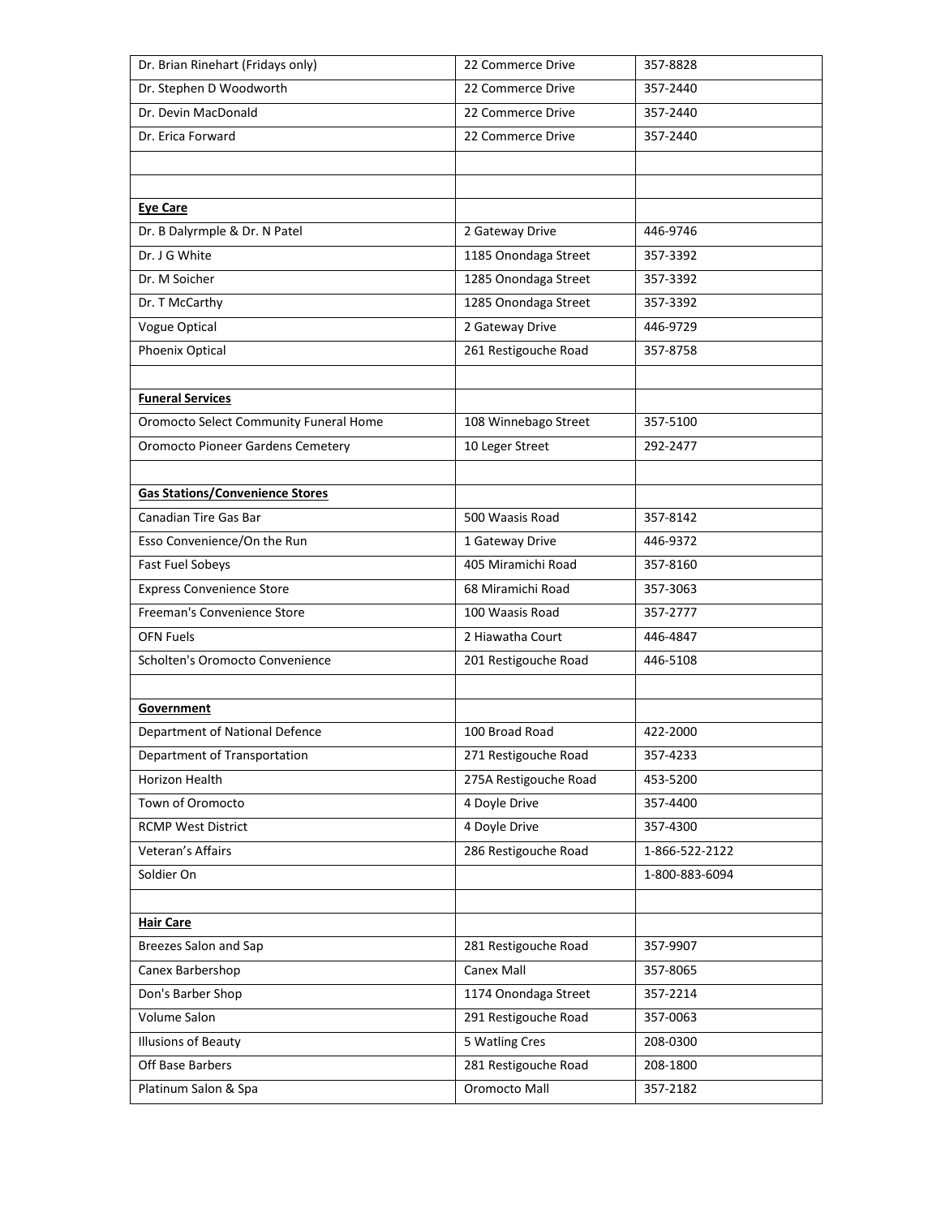| | | |
|---|---|---|
| Dr. Brian Rinehart (Fridays only) | 22 Commerce Drive | 357-8828 |
| Dr. Stephen D Woodworth | 22 Commerce Drive | 357-2440 |
| Dr. Devin MacDonald | 22 Commerce Drive | 357-2440 |
| Dr. Erica Forward | 22 Commerce Drive | 357-2440 |
| | | |
| | | |
| **Eye Care** | | |
| Dr. B Dalyrmple & Dr. N Patel | 2 Gateway Drive | 446-9746 |
| Dr. J G White | 1185 Onondaga Street | 357-3392 |
| Dr. M Soicher | 1285 Onondaga Street | 357-3392 |
| Dr. T McCarthy | 1285 Onondaga Street | 357-3392 |
| Vogue Optical | 2 Gateway Drive | 446-9729 |
| Phoenix Optical | 261 Restigouche Road | 357-8758 |
| | | |
| **Funeral Services** | | |
| Oromocto Select Community Funeral Home | 108 Winnebago Street | 357-5100 |
| Oromocto Pioneer Gardens Cemetery | 10 Leger Street | 292-2477 |
| | | |
| **Gas Stations/Convenience Stores** | | |
| Canadian Tire Gas Bar | 500 Waasis Road | 357-8142 |
| Esso Convenience/On the Run | 1 Gateway Drive | 446-9372 |
| Fast Fuel Sobeys | 405 Miramichi Road | 357-8160 |
| Express Convenience Store | 68 Miramichi Road | 357-3063 |
| Freeman's Convenience Store | 100 Waasis Road | 357-2777 |
| OFN Fuels | 2 Hiawatha Court | 446-4847 |
| Scholten's Oromocto Convenience | 201 Restigouche Road | 446-5108 |
| | | |
| **Government** | | |
| Department of National Defence | 100 Broad Road | 422-2000 |
| Department of Transportation | 271 Restigouche Road | 357-4233 |
| Horizon Health | 275A Restigouche Road | 453-5200 |
| Town of Oromocto | 4 Doyle Drive | 357-4400 |
| RCMP West District | 4 Doyle Drive | 357-4300 |
| Veteran's Affairs | 286 Restigouche Road | 1-866-522-2122 |
| Soldier On | | 1-800-883-6094 |
| | | |
| **Hair Care** | | |
| Breezes Salon and Sap | 281 Restigouche Road | 357-9907 |
| Canex Barbershop | Canex Mall | 357-8065 |
| Don's Barber Shop | 1174 Onondaga Street | 357-2214 |
| Volume Salon | 291 Restigouche Road | 357-0063 |
| Illusions of Beauty | 5 Watling Cres | 208-0300 |
| Off Base Barbers | 281 Restigouche Road | 208-1800 |
| Platinum Salon & Spa | Oromocto Mall | 357-2182 |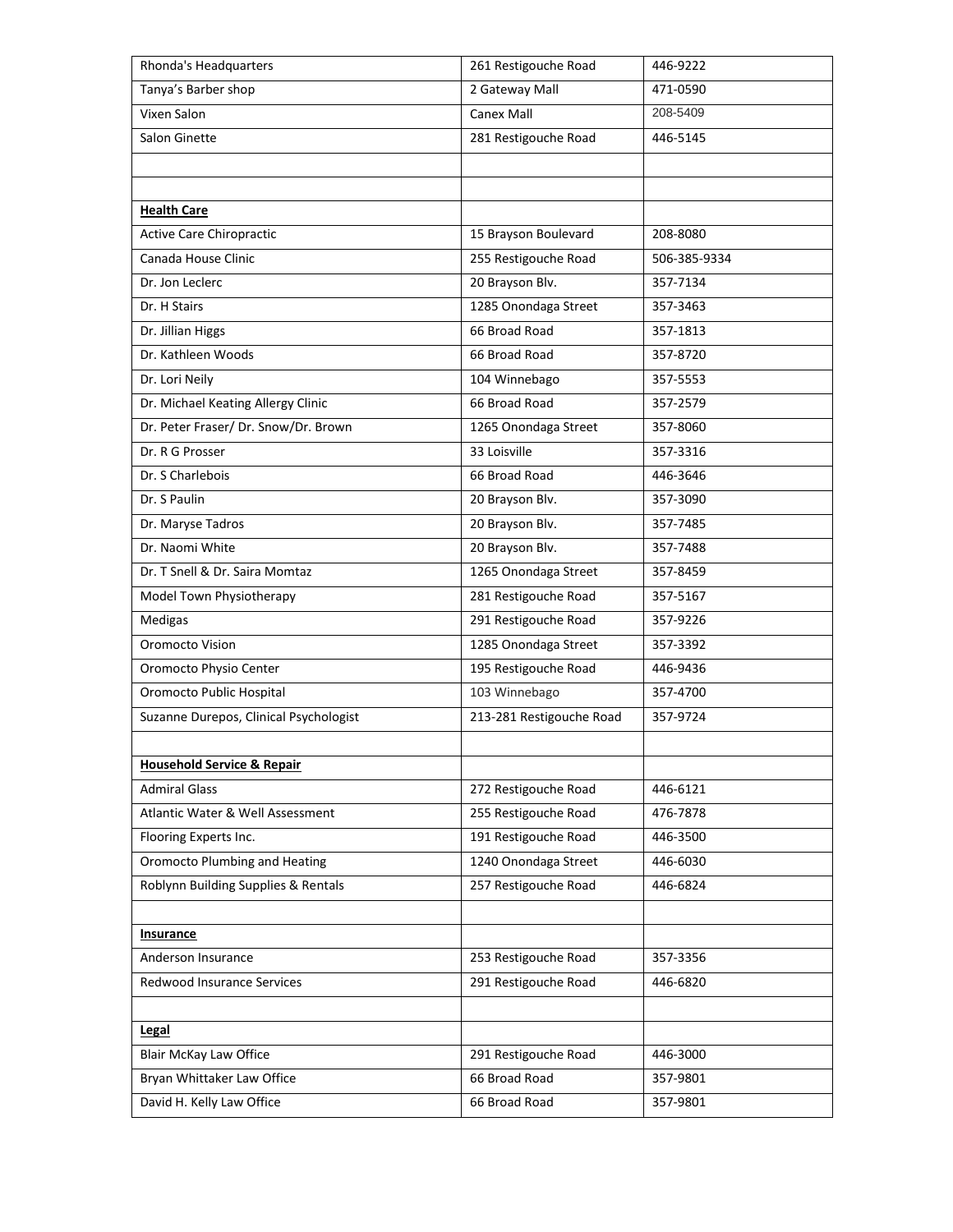| | | |
|---|---|---|
| Rhonda's Headquarters | 261 Restigouche Road | 446-9222 |
| Tanya's Barber shop | 2 Gateway Mall | 471-0590 |
| Vixen Salon | Canex Mall | 208-5409 |
| Salon Ginette | 281 Restigouche Road | 446-5145 |
| | | |
| | | |
| **Health Care** | | |
| Active Care Chiropractic | 15 Brayson Boulevard | 208-8080 |
| Canada House Clinic | 255 Restigouche Road | 506-385-9334 |
| Dr. Jon Leclerc | 20 Brayson Blv. | 357-7134 |
| Dr. H Stairs | 1285 Onondaga Street | 357-3463 |
| Dr. Jillian Higgs | 66 Broad Road | 357-1813 |
| Dr. Kathleen Woods | 66 Broad Road | 357-8720 |
| Dr. Lori Neily | 104 Winnebago | 357-5553 |
| Dr. Michael Keating Allergy Clinic | 66 Broad Road | 357-2579 |
| Dr. Peter Fraser/ Dr. Snow/Dr. Brown | 1265 Onondaga Street | 357-8060 |
| Dr. R G Prosser | 33 Loisville | 357-3316 |
| Dr. S Charlebois | 66 Broad Road | 446-3646 |
| Dr. S Paulin | 20 Brayson Blv. | 357-3090 |
| Dr. Maryse Tadros | 20 Brayson Blv. | 357-7485 |
| Dr. Naomi White | 20 Brayson Blv. | 357-7488 |
| Dr. T Snell & Dr. Saira Momtaz | 1265 Onondaga Street | 357-8459 |
| Model Town Physiotherapy | 281 Restigouche Road | 357-5167 |
| Medigas | 291 Restigouche Road | 357-9226 |
| Oromocto Vision | 1285 Onondaga Street | 357-3392 |
| Oromocto Physio Center | 195 Restigouche Road | 446-9436 |
| Oromocto Public Hospital | 103 Winnebago | 357-4700 |
| Suzanne Durepos, Clinical Psychologist | 213-281 Restigouche Road | 357-9724 |
| | | |
| **Household Service & Repair** | | |
| Admiral Glass | 272 Restigouche Road | 446-6121 |
| Atlantic Water & Well Assessment | 255 Restigouche Road | 476-7878 |
| Flooring Experts Inc. | 191 Restigouche Road | 446-3500 |
| Oromocto Plumbing and Heating | 1240 Onondaga Street | 446-6030 |
| Roblynn Building Supplies & Rentals | 257 Restigouche Road | 446-6824 |
| | | |
| **Insurance** | | |
| Anderson Insurance | 253 Restigouche Road | 357-3356 |
| Redwood Insurance Services | 291 Restigouche Road | 446-6820 |
| | | |
| **Legal** | | |
| Blair McKay Law Office | 291 Restigouche Road | 446-3000 |
| Bryan Whittaker Law Office | 66 Broad Road | 357-9801 |
| David H. Kelly Law Office | 66 Broad Road | 357-9801 |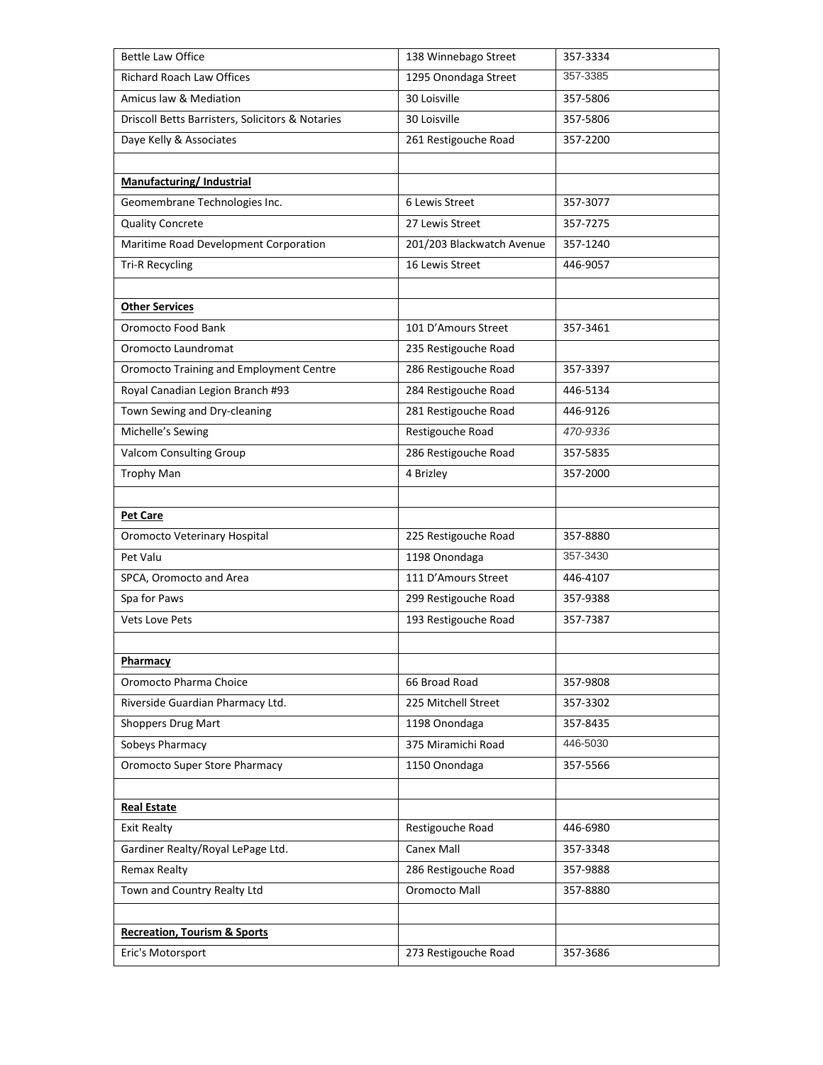| | | |
|---|---|---|
| Bettle Law Office | 138 Winnebago Street | 357-3334 |
| Richard Roach Law Offices | 1295 Onondaga Street | 357-3385 |
| Amicus law & Mediation | 30 Loisville | 357-5806 |
| Driscoll Betts Barristers, Solicitors & Notaries | 30 Loisville | 357-5806 |
| Daye Kelly & Associates | 261 Restigouche Road | 357-2200 |
| | | |
| **Manufacturing/ Industrial** | | |
| Geomembrane Technologies Inc. | 6 Lewis Street | 357-3077 |
| Quality Concrete | 27 Lewis Street | 357-7275 |
| Maritime Road Development Corporation | 201/203 Blackwatch Avenue | 357-1240 |
| Tri-R Recycling | 16 Lewis Street | 446-9057 |
| | | |
| **Other Services** | | |
| Oromocto Food Bank | 101 D'Amours Street | 357-3461 |
| Oromocto Laundromat | 235 Restigouche Road | |
| Oromocto Training and Employment Centre | 286 Restigouche Road | 357-3397 |
| Royal Canadian Legion Branch #93 | 284 Restigouche Road | 446-5134 |
| Town Sewing and Dry-cleaning | 281 Restigouche Road | 446-9126 |
| Michelle's Sewing | Restigouche Road | *470-9336* |
| Valcom Consulting Group | 286 Restigouche Road | 357-5835 |
| Trophy Man | 4 Brizley | 357-2000 |
| | | |
| **Pet Care** | | |
| Oromocto Veterinary Hospital | 225 Restigouche Road | 357-8880 |
| Pet Valu | 1198 Onondaga | 357-3430 |
| SPCA, Oromocto and Area | 111 D'Amours Street | 446-4107 |
| Spa for Paws | 299 Restigouche Road | 357-9388 |
| Vets Love Pets | 193 Restigouche Road | 357-7387 |
| | | |
| **Pharmacy** | | |
| Oromocto Pharma Choice | 66 Broad Road | 357-9808 |
| Riverside Guardian Pharmacy Ltd. | 225 Mitchell Street | 357-3302 |
| Shoppers Drug Mart | 1198 Onondaga | 357-8435 |
| Sobeys Pharmacy | 375 Miramichi Road | 446-5030 |
| Oromocto Super Store Pharmacy | 1150 Onondaga | 357-5566 |
| | | |
| **Real Estate** | | |
| Exit Realty | Restigouche Road | 446-6980 |
| Gardiner Realty/Royal LePage Ltd. | Canex Mall | 357-3348 |
| Remax Realty | 286 Restigouche Road | 357-9888 |
| Town and Country Realty Ltd | Oromocto Mall | 357-8880 |
| | | |
| **Recreation, Tourism & Sports** | | |
| Eric's Motorsport | 273 Restigouche Road | 357-3686 |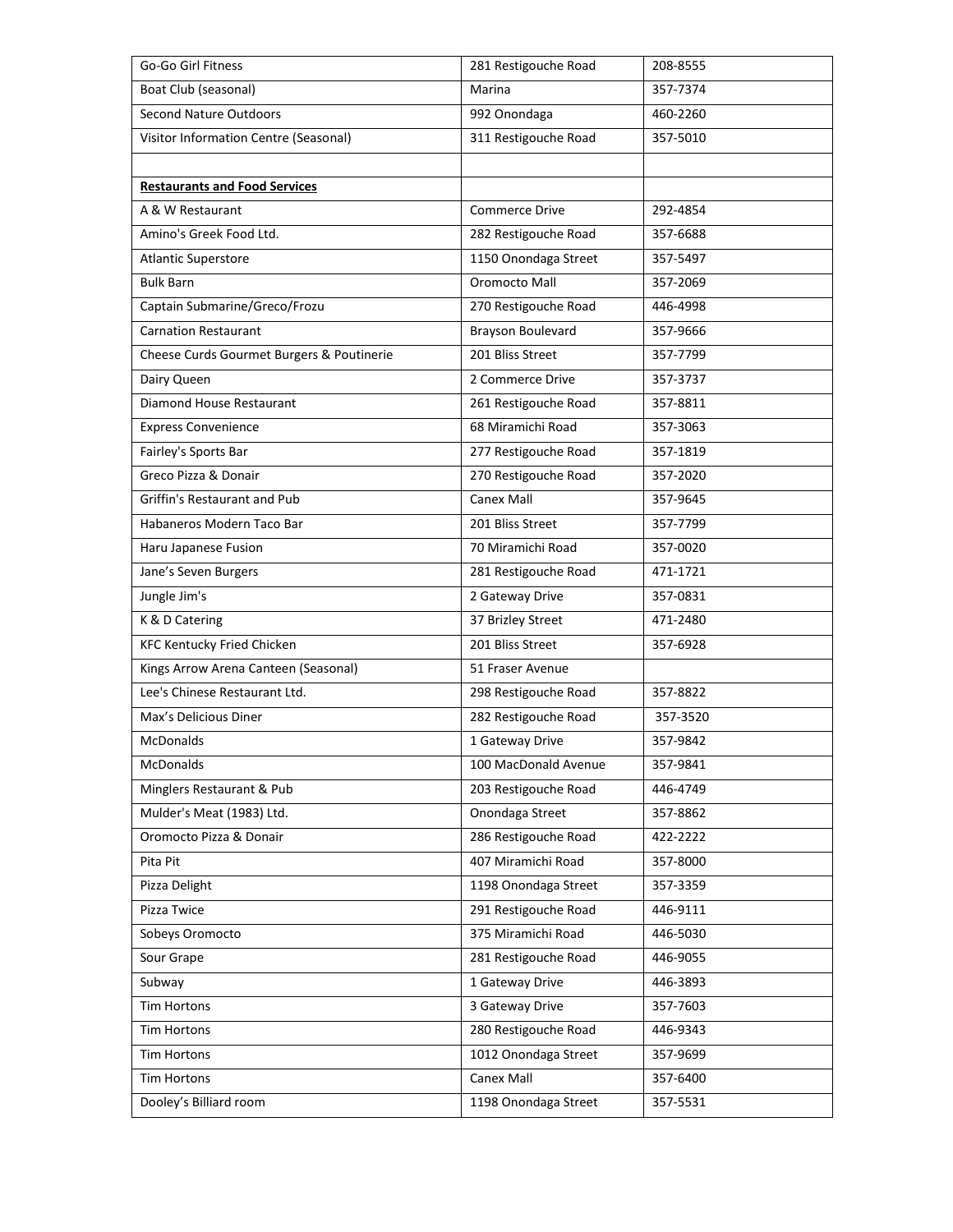| Go-Go Girl Fitness | 281 Restigouche Road | 208-8555 |
|---|---|---|
| Boat Club (seasonal) | Marina | 357-7374 |
| Second Nature Outdoors | 992 Onondaga | 460-2260 |
| Visitor Information Centre (Seasonal) | 311 Restigouche Road | 357-5010 |
| | | |
| **Restaurants and Food Services** | | |
| A & W Restaurant | Commerce Drive | 292-4854 |
| Amino's Greek Food Ltd. | 282 Restigouche Road | 357-6688 |
| Atlantic Superstore | 1150 Onondaga Street | 357-5497 |
| Bulk Barn | Oromocto Mall | 357-2069 |
| Captain Submarine/Greco/Frozu | 270 Restigouche Road | 446-4998 |
| Carnation Restaurant | Brayson Boulevard | 357-9666 |
| Cheese Curds Gourmet Burgers & Poutinerie | 201 Bliss Street | 357-7799 |
| Dairy Queen | 2 Commerce Drive | 357-3737 |
| Diamond House Restaurant | 261 Restigouche Road | 357-8811 |
| Express Convenience | 68 Miramichi Road | 357-3063 |
| Fairley's Sports Bar | 277 Restigouche Road | 357-1819 |
| Greco Pizza & Donair | 270 Restigouche Road | 357-2020 |
| Griffin's Restaurant and Pub | Canex Mall | 357-9645 |
| Habaneros Modern Taco Bar | 201 Bliss Street | 357-7799 |
| Haru Japanese Fusion | 70 Miramichi Road | 357-0020 |
| Jane's Seven Burgers | 281 Restigouche Road | 471-1721 |
| Jungle Jim's | 2 Gateway Drive | 357-0831 |
| K & D Catering | 37 Brizley Street | 471-2480 |
| KFC Kentucky Fried Chicken | 201 Bliss Street | 357-6928 |
| Kings Arrow Arena Canteen (Seasonal) | 51 Fraser Avenue | |
| Lee's Chinese Restaurant Ltd. | 298 Restigouche Road | 357-8822 |
| Max's Delicious Diner | 282 Restigouche Road | 357-3520 |
| McDonalds | 1 Gateway Drive | 357-9842 |
| McDonalds | 100 MacDonald Avenue | 357-9841 |
| Minglers Restaurant & Pub | 203 Restigouche Road | 446-4749 |
| Mulder's Meat (1983) Ltd. | Onondaga Street | 357-8862 |
| Oromocto Pizza & Donair | 286 Restigouche Road | 422-2222 |
| Pita Pit | 407 Miramichi Road | 357-8000 |
| Pizza Delight | 1198 Onondaga Street | 357-3359 |
| Pizza Twice | 291 Restigouche Road | 446-9111 |
| Sobeys Oromocto | 375 Miramichi Road | 446-5030 |
| Sour Grape | 281 Restigouche Road | 446-9055 |
| Subway | 1 Gateway Drive | 446-3893 |
| Tim Hortons | 3 Gateway Drive | 357-7603 |
| Tim Hortons | 280 Restigouche Road | 446-9343 |
| Tim Hortons | 1012 Onondaga Street | 357-9699 |
| Tim Hortons | Canex Mall | 357-6400 |
| Dooley's Billiard room | 1198 Onondaga Street | 357-5531 |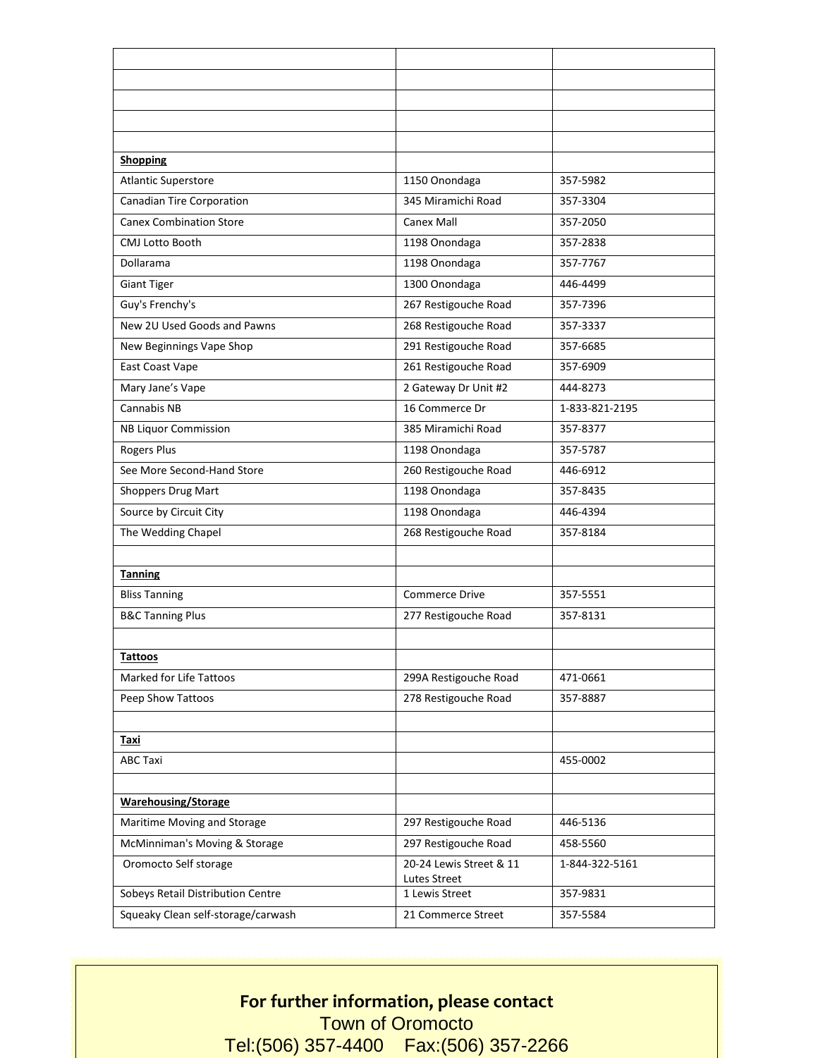| | | |
|---|---|---|
| | | |
| | | |
| | | |
| | | |
| | | |
| **Shopping** | | |
| Atlantic Superstore | 1150 Onondaga | 357-5982 |
| Canadian Tire Corporation | 345 Miramichi Road | 357-3304 |
| Canex Combination Store | Canex Mall | 357-2050 |
| CMJ Lotto Booth | 1198 Onondaga | 357-2838 |
| Dollarama | 1198 Onondaga | 357-7767 |
| Giant Tiger | 1300 Onondaga | 446-4499 |
| Guy's Frenchy's | 267 Restigouche Road | 357-7396 |
| New 2U Used Goods and Pawns | 268 Restigouche Road | 357-3337 |
| New Beginnings Vape Shop | 291 Restigouche Road | 357-6685 |
| East Coast Vape | 261 Restigouche Road | 357-6909 |
| Mary Jane's Vape | 2 Gateway Dr Unit #2 | 444-8273 |
| Cannabis NB | 16 Commerce Dr | 1-833-821-2195 |
| NB Liquor Commission | 385 Miramichi Road | 357-8377 |
| Rogers Plus | 1198 Onondaga | 357-5787 |
| See More Second-Hand Store | 260 Restigouche Road | 446-6912 |
| Shoppers Drug Mart | 1198 Onondaga | 357-8435 |
| Source by Circuit City | 1198 Onondaga | 446-4394 |
| The Wedding Chapel | 268 Restigouche Road | 357-8184 |
| | | |
| **Tanning** | | |
| Bliss Tanning | Commerce Drive | 357-5551 |
| B&C Tanning Plus | 277 Restigouche Road | 357-8131 |
| | | |
| **Tattoos** | | |
| Marked for Life Tattoos | 299A Restigouche Road | 471-0661 |
| Peep Show Tattoos | 278 Restigouche Road | 357-8887 |
| | | |
| **Taxi** | | |
| ABC Taxi | | 455-0002 |
| | | |
| **Warehousing/Storage** | | |
| Maritime Moving and Storage | 297 Restigouche Road | 446-5136 |
| McMinniman's Moving & Storage | 297 Restigouche Road | 458-5560 |
| Oromocto Self storage | 20-24 Lewis Street & 11 Lutes Street | 1-844-322-5161 |
| Sobeys Retail Distribution Centre | 1 Lewis Street | 357-9831 |
| Squeaky Clean self-storage/carwash | 21 Commerce Street | 357-5584 |

**For further information, please contact**
Town of Oromocto
Tel:(506) 357-4400 Fax:(506) 357-2266